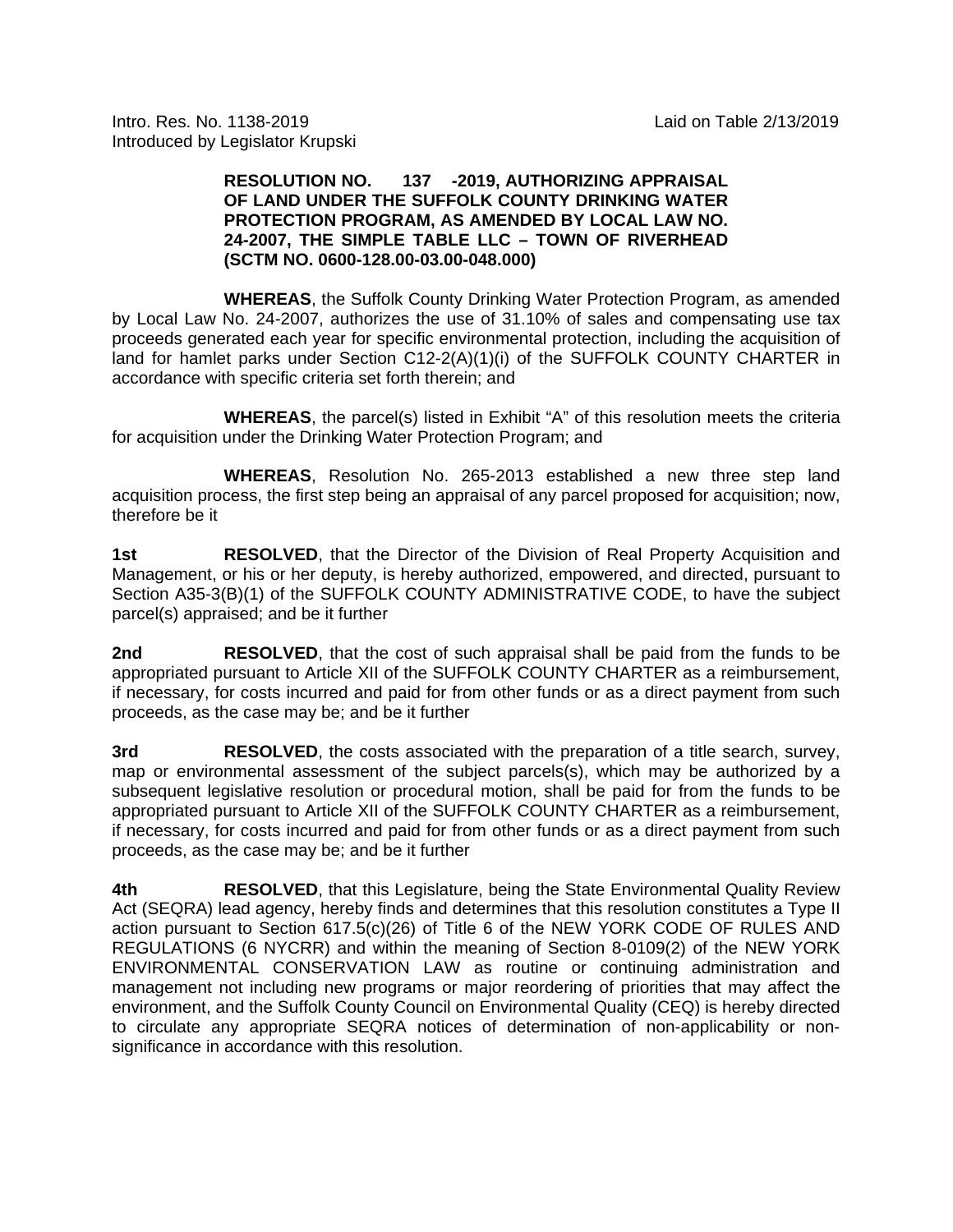Intro. Res. No. 1138-2019 Laid on Table 2/13/2019
Introduced by Legislator Krupski

**RESOLUTION NO. 137 -2019, AUTHORIZING APPRAISAL OF LAND UNDER THE SUFFOLK COUNTY DRINKING WATER PROTECTION PROGRAM, AS AMENDED BY LOCAL LAW NO. 24-2007, THE SIMPLE TABLE LLC – TOWN OF RIVERHEAD (SCTM NO. 0600-128.00-03.00-048.000)**

**WHEREAS**, the Suffolk County Drinking Water Protection Program, as amended by Local Law No. 24-2007, authorizes the use of 31.10% of sales and compensating use tax proceeds generated each year for specific environmental protection, including the acquisition of land for hamlet parks under Section C12-2(A)(1)(i) of the SUFFOLK COUNTY CHARTER in accordance with specific criteria set forth therein; and

**WHEREAS**, the parcel(s) listed in Exhibit "A" of this resolution meets the criteria for acquisition under the Drinking Water Protection Program; and

**WHEREAS**, Resolution No. 265-2013 established a new three step land acquisition process, the first step being an appraisal of any parcel proposed for acquisition; now, therefore be it

**1st RESOLVED**, that the Director of the Division of Real Property Acquisition and Management, or his or her deputy, is hereby authorized, empowered, and directed, pursuant to Section A35-3(B)(1) of the SUFFOLK COUNTY ADMINISTRATIVE CODE, to have the subject parcel(s) appraised; and be it further

**2nd RESOLVED**, that the cost of such appraisal shall be paid from the funds to be appropriated pursuant to Article XII of the SUFFOLK COUNTY CHARTER as a reimbursement, if necessary, for costs incurred and paid for from other funds or as a direct payment from such proceeds, as the case may be; and be it further

**3rd RESOLVED**, the costs associated with the preparation of a title search, survey, map or environmental assessment of the subject parcels(s), which may be authorized by a subsequent legislative resolution or procedural motion, shall be paid for from the funds to be appropriated pursuant to Article XII of the SUFFOLK COUNTY CHARTER as a reimbursement, if necessary, for costs incurred and paid for from other funds or as a direct payment from such proceeds, as the case may be; and be it further

**4th RESOLVED**, that this Legislature, being the State Environmental Quality Review Act (SEQRA) lead agency, hereby finds and determines that this resolution constitutes a Type II action pursuant to Section 617.5(c)(26) of Title 6 of the NEW YORK CODE OF RULES AND REGULATIONS (6 NYCRR) and within the meaning of Section 8-0109(2) of the NEW YORK ENVIRONMENTAL CONSERVATION LAW as routine or continuing administration and management not including new programs or major reordering of priorities that may affect the environment, and the Suffolk County Council on Environmental Quality (CEQ) is hereby directed to circulate any appropriate SEQRA notices of determination of non-applicability or non-significance in accordance with this resolution.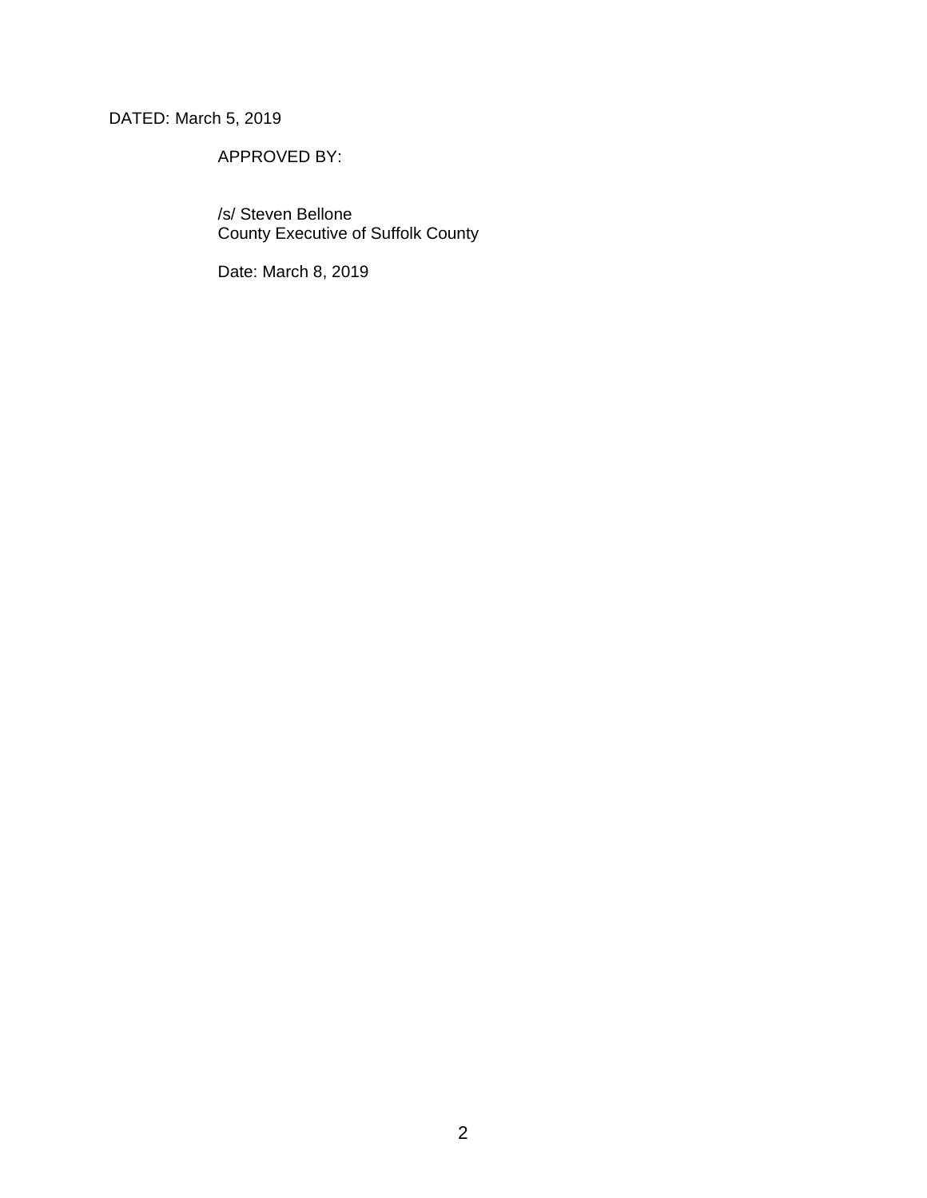DATED: March 5, 2019

APPROVED BY:

/s/ Steven Bellone
County Executive of Suffolk County

Date: March 8, 2019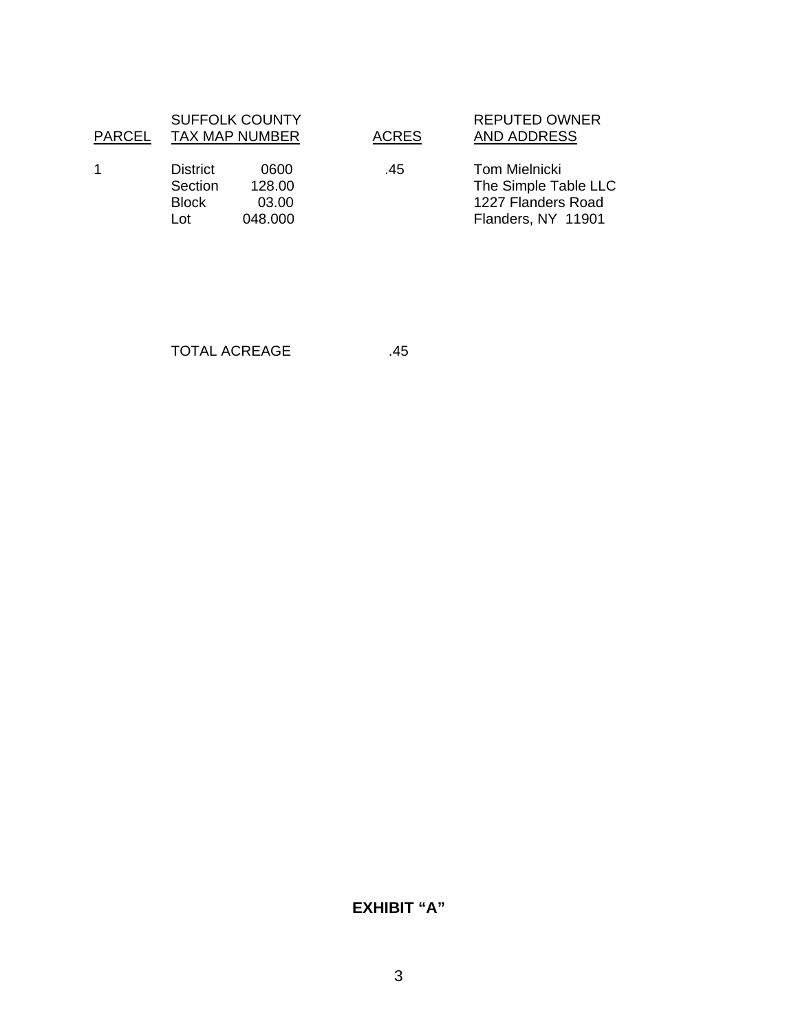| PARCEL | SUFFOLK COUNTY TAX MAP NUMBER | | ACRES | REPUTED OWNER AND ADDRESS |
|---|---|---|---|---|
| 1 | District | 0600 | .45 | Tom Mielnicki |
| | Section | 128.00 | | The Simple Table LLC |
| | Block | 03.00 | | 1227 Flanders Road |
| | Lot | 048.000 | | Flanders, NY 11901 |
| | TOTAL ACREAGE | | .45 | |

**EXHIBIT “A”**